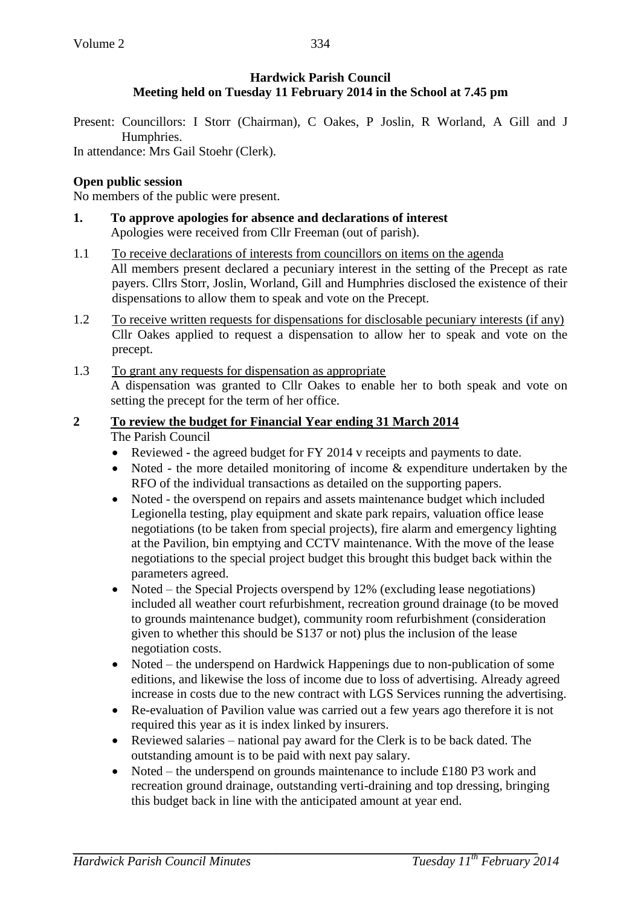**Hardwick Parish Council**
**Meeting held on Tuesday 11 February 2014 in the School at 7.45 pm**

Present: Councillors: I Storr (Chairman), C Oakes, P Joslin, R Worland, A Gill and J Humphries.
In attendance: Mrs Gail Stoehr (Clerk).

**Open public session**
No members of the public were present.

**1. To approve apologies for absence and declarations of interest**
Apologies were received from Cllr Freeman (out of parish).

1.1 To receive declarations of interests from councillors on items on the agenda
All members present declared a pecuniary interest in the setting of the Precept as rate payers. Cllrs Storr, Joslin, Worland, Gill and Humphries disclosed the existence of their dispensations to allow them to speak and vote on the Precept.

1.2 To receive written requests for dispensations for disclosable pecuniary interests (if any)
Cllr Oakes applied to request a dispensation to allow her to speak and vote on the precept.

1.3 To grant any requests for dispensation as appropriate
A dispensation was granted to Cllr Oakes to enable her to both speak and vote on setting the precept for the term of her office.

**2 To review the budget for Financial Year ending 31 March 2014**
The Parish Council

- Reviewed - the agreed budget for FY 2014 v receipts and payments to date.
- Noted - the more detailed monitoring of income & expenditure undertaken by the RFO of the individual transactions as detailed on the supporting papers.
- Noted - the overspend on repairs and assets maintenance budget which included Legionella testing, play equipment and skate park repairs, valuation office lease negotiations (to be taken from special projects), fire alarm and emergency lighting at the Pavilion, bin emptying and CCTV maintenance. With the move of the lease negotiations to the special project budget this brought this budget back within the parameters agreed.
- Noted – the Special Projects overspend by 12% (excluding lease negotiations) included all weather court refurbishment, recreation ground drainage (to be moved to grounds maintenance budget), community room refurbishment (consideration given to whether this should be S137 or not) plus the inclusion of the lease negotiation costs.
- Noted – the underspend on Hardwick Happenings due to non-publication of some editions, and likewise the loss of income due to loss of advertising. Already agreed increase in costs due to the new contract with LGS Services running the advertising.
- Re-evaluation of Pavilion value was carried out a few years ago therefore it is not required this year as it is index linked by insurers.
- Reviewed salaries – national pay award for the Clerk is to be back dated. The outstanding amount is to be paid with next pay salary.
- Noted – the underspend on grounds maintenance to include £180 P3 work and recreation ground drainage, outstanding verti-draining and top dressing, bringing this budget back in line with the anticipated amount at year end.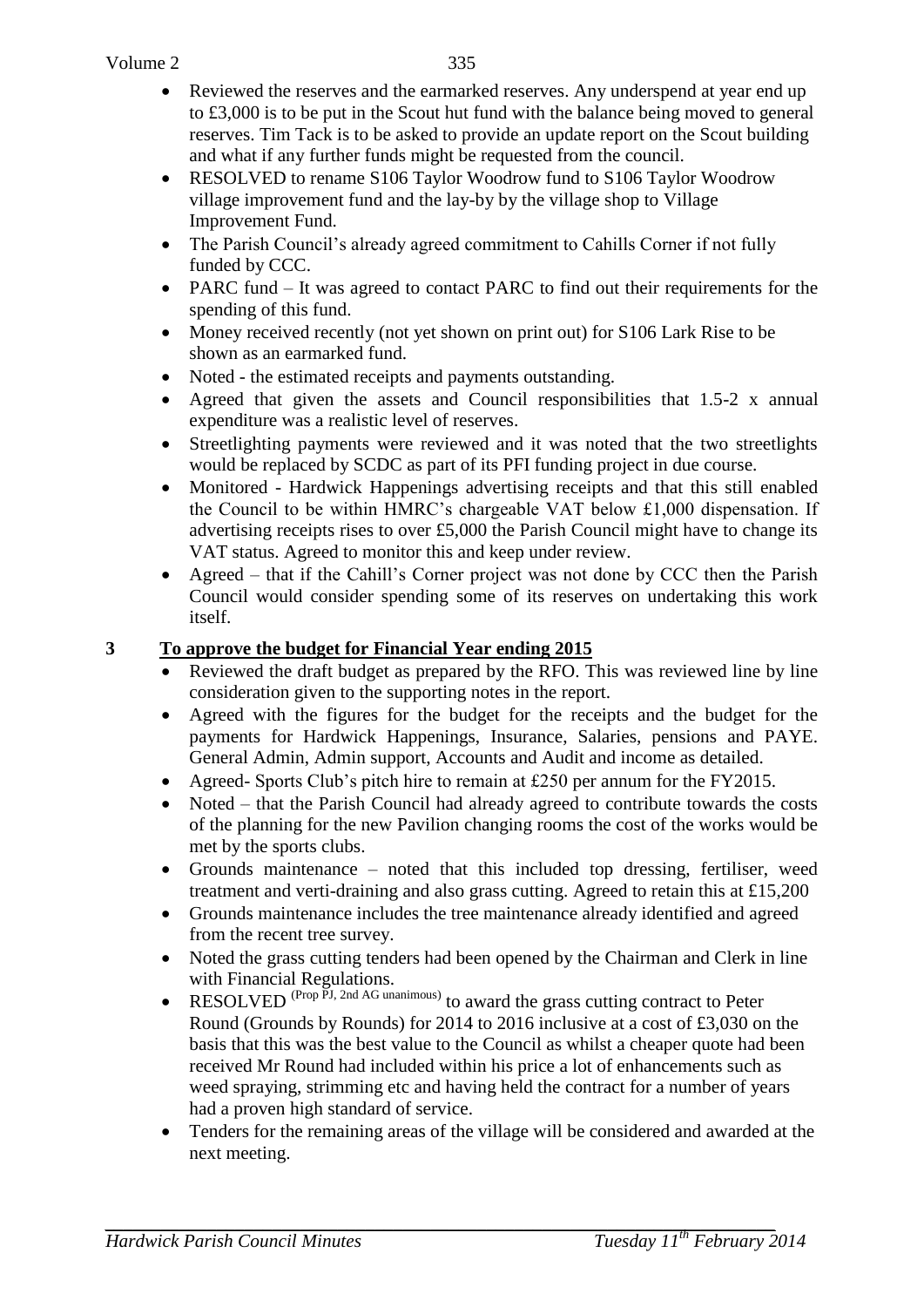- Reviewed the reserves and the earmarked reserves. Any underspend at year end up to £3,000 is to be put in the Scout hut fund with the balance being moved to general reserves. Tim Tack is to be asked to provide an update report on the Scout building and what if any further funds might be requested from the council.
- RESOLVED to rename S106 Taylor Woodrow fund to S106 Taylor Woodrow village improvement fund and the lay-by by the village shop to Village Improvement Fund.
- The Parish Council's already agreed commitment to Cahills Corner if not fully funded by CCC.
- PARC fund – It was agreed to contact PARC to find out their requirements for the spending of this fund.
- Money received recently (not yet shown on print out) for S106 Lark Rise to be shown as an earmarked fund.
- Noted - the estimated receipts and payments outstanding.
- Agreed that given the assets and Council responsibilities that 1.5-2 x annual expenditure was a realistic level of reserves.
- Streetlighting payments were reviewed and it was noted that the two streetlights would be replaced by SCDC as part of its PFI funding project in due course.
- Monitored - Hardwick Happenings advertising receipts and that this still enabled the Council to be within HMRC's chargeable VAT below £1,000 dispensation. If advertising receipts rises to over £5,000 the Parish Council might have to change its VAT status. Agreed to monitor this and keep under review.
- Agreed – that if the Cahill's Corner project was not done by CCC then the Parish Council would consider spending some of its reserves on undertaking this work itself.

## 3 To approve the budget for Financial Year ending 2015

- Reviewed the draft budget as prepared by the RFO. This was reviewed line by line consideration given to the supporting notes in the report.
- Agreed with the figures for the budget for the receipts and the budget for the payments for Hardwick Happenings, Insurance, Salaries, pensions and PAYE. General Admin, Admin support, Accounts and Audit and income as detailed.
- Agreed- Sports Club's pitch hire to remain at £250 per annum for the FY2015.
- Noted – that the Parish Council had already agreed to contribute towards the costs of the planning for the new Pavilion changing rooms the cost of the works would be met by the sports clubs.
- Grounds maintenance – noted that this included top dressing, fertiliser, weed treatment and verti-draining and also grass cutting. Agreed to retain this at £15,200
- Grounds maintenance includes the tree maintenance already identified and agreed from the recent tree survey.
- Noted the grass cutting tenders had been opened by the Chairman and Clerk in line with Financial Regulations.
- RESOLVED (Prop PJ, 2nd AG unanimous) to award the grass cutting contract to Peter Round (Grounds by Rounds) for 2014 to 2016 inclusive at a cost of £3,030 on the basis that this was the best value to the Council as whilst a cheaper quote had been received Mr Round had included within his price a lot of enhancements such as weed spraying, strimming etc and having held the contract for a number of years had a proven high standard of service.
- Tenders for the remaining areas of the village will be considered and awarded at the next meeting.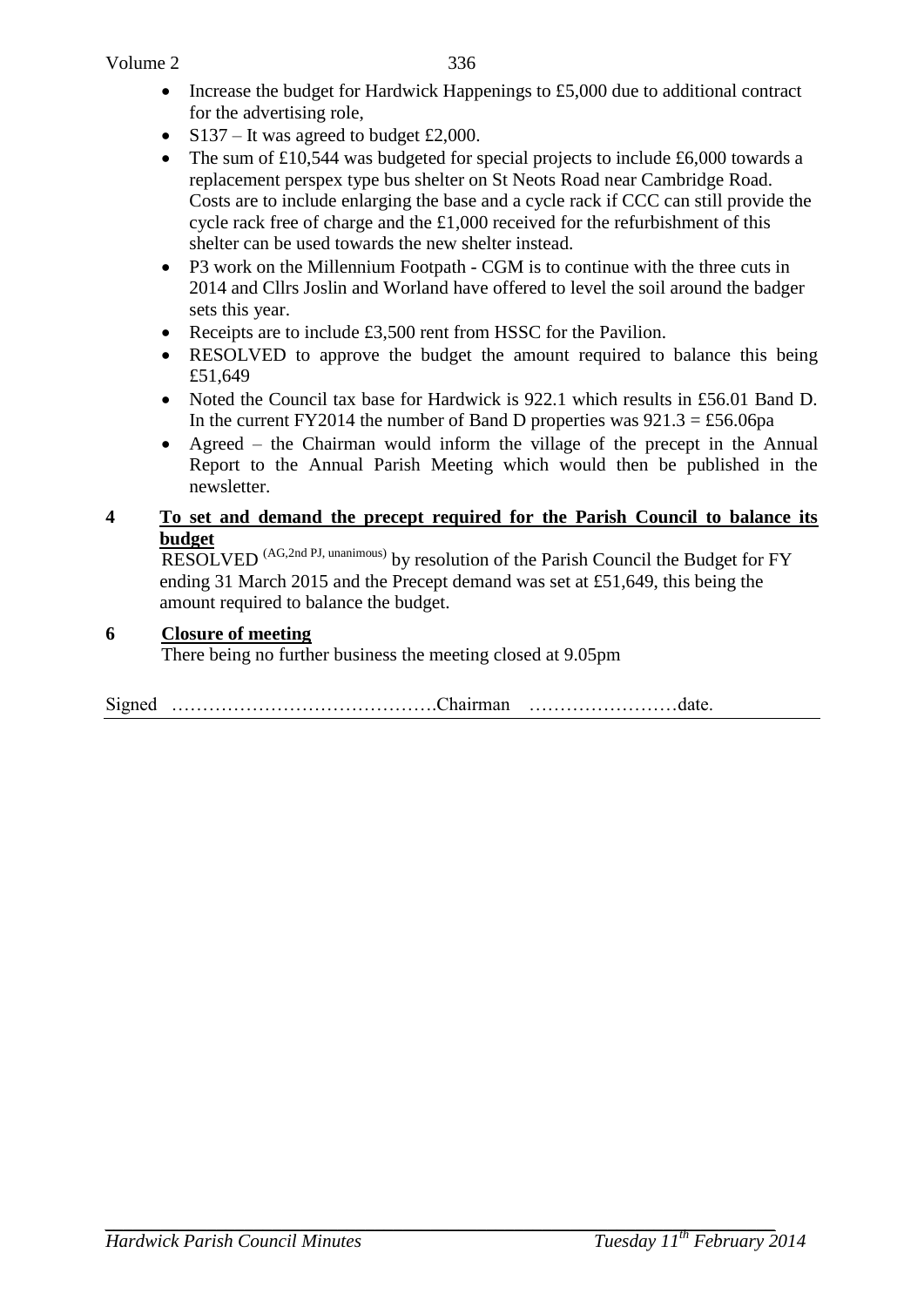- Increase the budget for Hardwick Happenings to £5,000 due to additional contract for the advertising role,
- S137 – It was agreed to budget £2,000.
- The sum of £10,544 was budgeted for special projects to include £6,000 towards a replacement perspex type bus shelter on St Neots Road near Cambridge Road. Costs are to include enlarging the base and a cycle rack if CCC can still provide the cycle rack free of charge and the £1,000 received for the refurbishment of this shelter can be used towards the new shelter instead.
- P3 work on the Millennium Footpath - CGM is to continue with the three cuts in 2014 and Cllrs Joslin and Worland have offered to level the soil around the badger sets this year.
- Receipts are to include £3,500 rent from HSSC for the Pavilion.
- RESOLVED to approve the budget the amount required to balance this being £51,649
- Noted the Council tax base for Hardwick is 922.1 which results in £56.01 Band D. In the current FY2014 the number of Band D properties was 921.3 = £56.06pa
- Agreed – the Chairman would inform the village of the precept in the Annual Report to the Annual Parish Meeting which would then be published in the newsletter.

**4 <u>To set and demand the precept required for the Parish Council to balance its budget</u>**

RESOLVED (AG,2nd PJ, unanimous) by resolution of the Parish Council the Budget for FY ending 31 March 2015 and the Precept demand was set at £51,649, this being the amount required to balance the budget.

**6 <u>Closure of meeting</u>**

There being no further business the meeting closed at 9.05pm

Signed ……………………………………Chairman ……………………date.